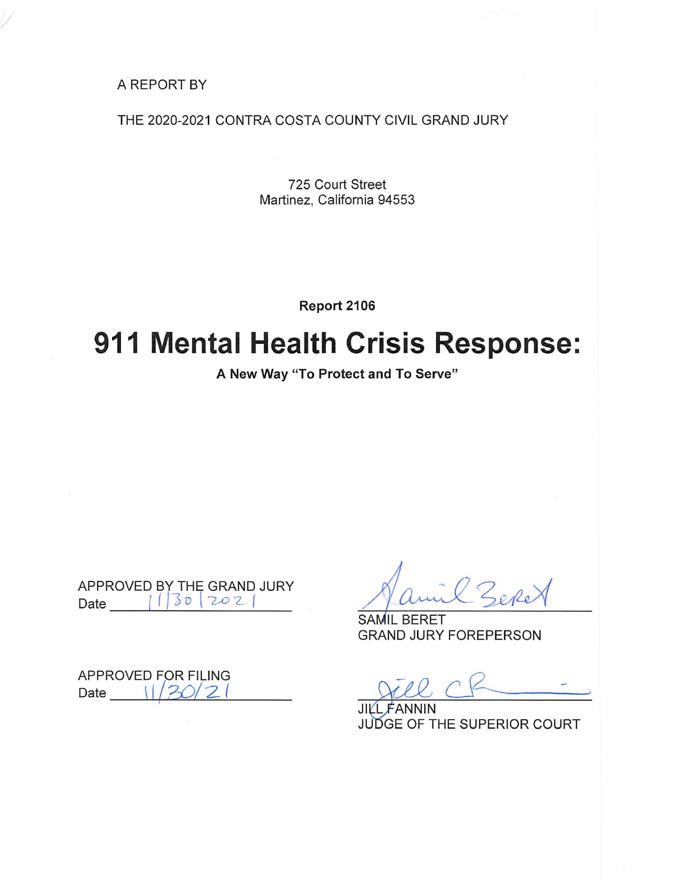A REPORT BY

THE 2020-2021 CONTRA COSTA COUNTY CIVIL GRAND JURY

725 Court Street
Martinez, California 94553

**Report 2106**

# 911 Mental Health Crisis Response:

**A New Way "To Protect and To Serve"**

APPROVED BY THE GRAND JURY
Date 11/30/2021

SAMIL BERET
GRAND JURY FOREPERSON

APPROVED FOR FILING
Date 11/30/21

JILL FANNIN
JUDGE OF THE SUPERIOR COURT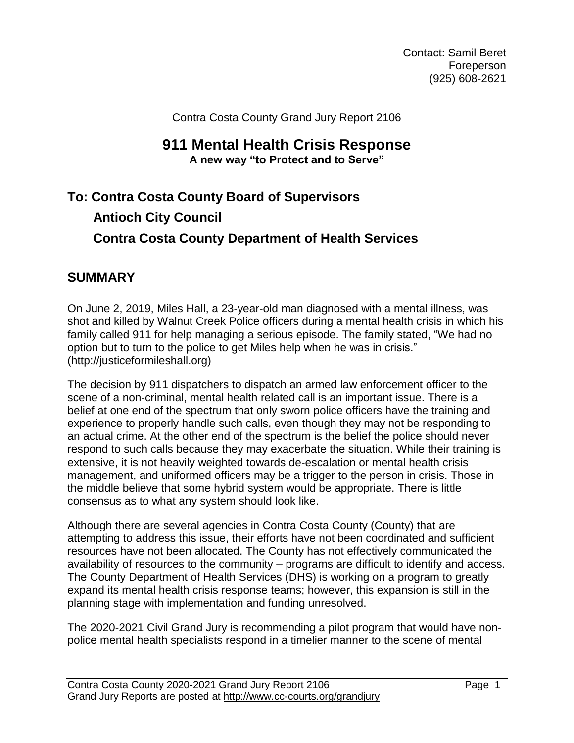Contact: Samil Beret
Foreperson
(925) 608-2621

Contra Costa County Grand Jury Report 2106

# 911 Mental Health Crisis Response

**A new way "to Protect and to Serve"**

## To: Contra Costa County Board of Supervisors

## Antioch City Council

## Contra Costa County Department of Health Services

## SUMMARY

On June 2, 2019, Miles Hall, a 23-year-old man diagnosed with a mental illness, was shot and killed by Walnut Creek Police officers during a mental health crisis in which his family called 911 for help managing a serious episode. The family stated, "We had no option but to turn to the police to get Miles help when he was in crisis." (http://justiceformileshall.org)

The decision by 911 dispatchers to dispatch an armed law enforcement officer to the scene of a non-criminal, mental health related call is an important issue. There is a belief at one end of the spectrum that only sworn police officers have the training and experience to properly handle such calls, even though they may not be responding to an actual crime. At the other end of the spectrum is the belief the police should never respond to such calls because they may exacerbate the situation. While their training is extensive, it is not heavily weighted towards de-escalation or mental health crisis management, and uniformed officers may be a trigger to the person in crisis. Those in the middle believe that some hybrid system would be appropriate. There is little consensus as to what any system should look like.

Although there are several agencies in Contra Costa County (County) that are attempting to address this issue, their efforts have not been coordinated and sufficient resources have not been allocated. The County has not effectively communicated the availability of resources to the community – programs are difficult to identify and access. The County Department of Health Services (DHS) is working on a program to greatly expand its mental health crisis response teams; however, this expansion is still in the planning stage with implementation and funding unresolved.

The 2020-2021 Civil Grand Jury is recommending a pilot program that would have non-police mental health specialists respond in a timelier manner to the scene of mental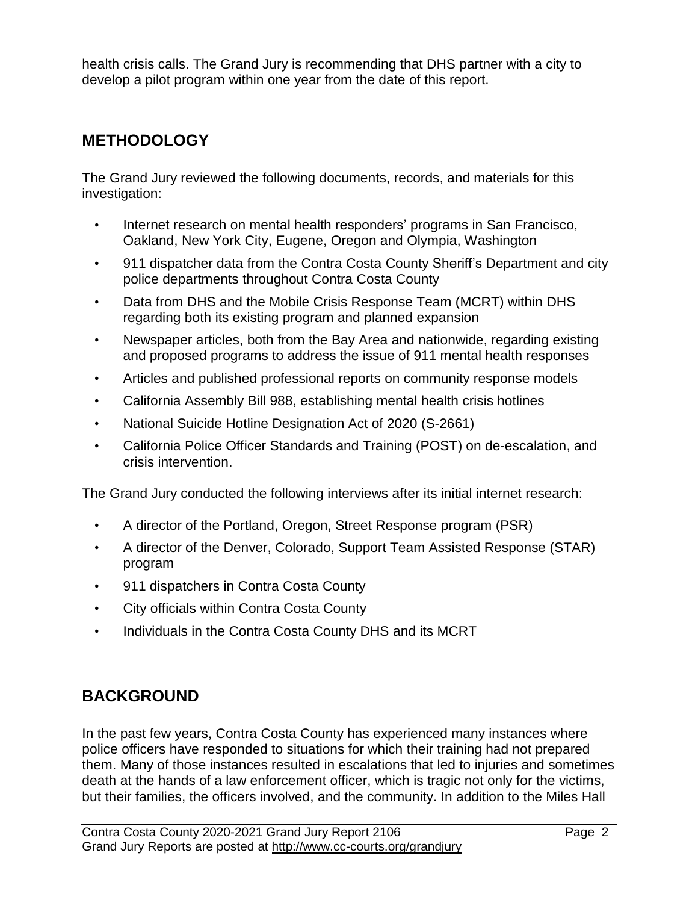health crisis calls. The Grand Jury is recommending that DHS partner with a city to develop a pilot program within one year from the date of this report.

## METHODOLOGY

The Grand Jury reviewed the following documents, records, and materials for this investigation:

- Internet research on mental health responders' programs in San Francisco, Oakland, New York City, Eugene, Oregon and Olympia, Washington
- 911 dispatcher data from the Contra Costa County Sheriff's Department and city police departments throughout Contra Costa County
- Data from DHS and the Mobile Crisis Response Team (MCRT) within DHS regarding both its existing program and planned expansion
- Newspaper articles, both from the Bay Area and nationwide, regarding existing and proposed programs to address the issue of 911 mental health responses
- Articles and published professional reports on community response models
- California Assembly Bill 988, establishing mental health crisis hotlines
- National Suicide Hotline Designation Act of 2020 (S-2661)
- California Police Officer Standards and Training (POST) on de-escalation, and crisis intervention.

The Grand Jury conducted the following interviews after its initial internet research:

- A director of the Portland, Oregon, Street Response program (PSR)
- A director of the Denver, Colorado, Support Team Assisted Response (STAR) program
- 911 dispatchers in Contra Costa County
- City officials within Contra Costa County
- Individuals in the Contra Costa County DHS and its MCRT

## BACKGROUND

In the past few years, Contra Costa County has experienced many instances where police officers have responded to situations for which their training had not prepared them. Many of those instances resulted in escalations that led to injuries and sometimes death at the hands of a law enforcement officer, which is tragic not only for the victims, but their families, the officers involved, and the community. In addition to the Miles Hall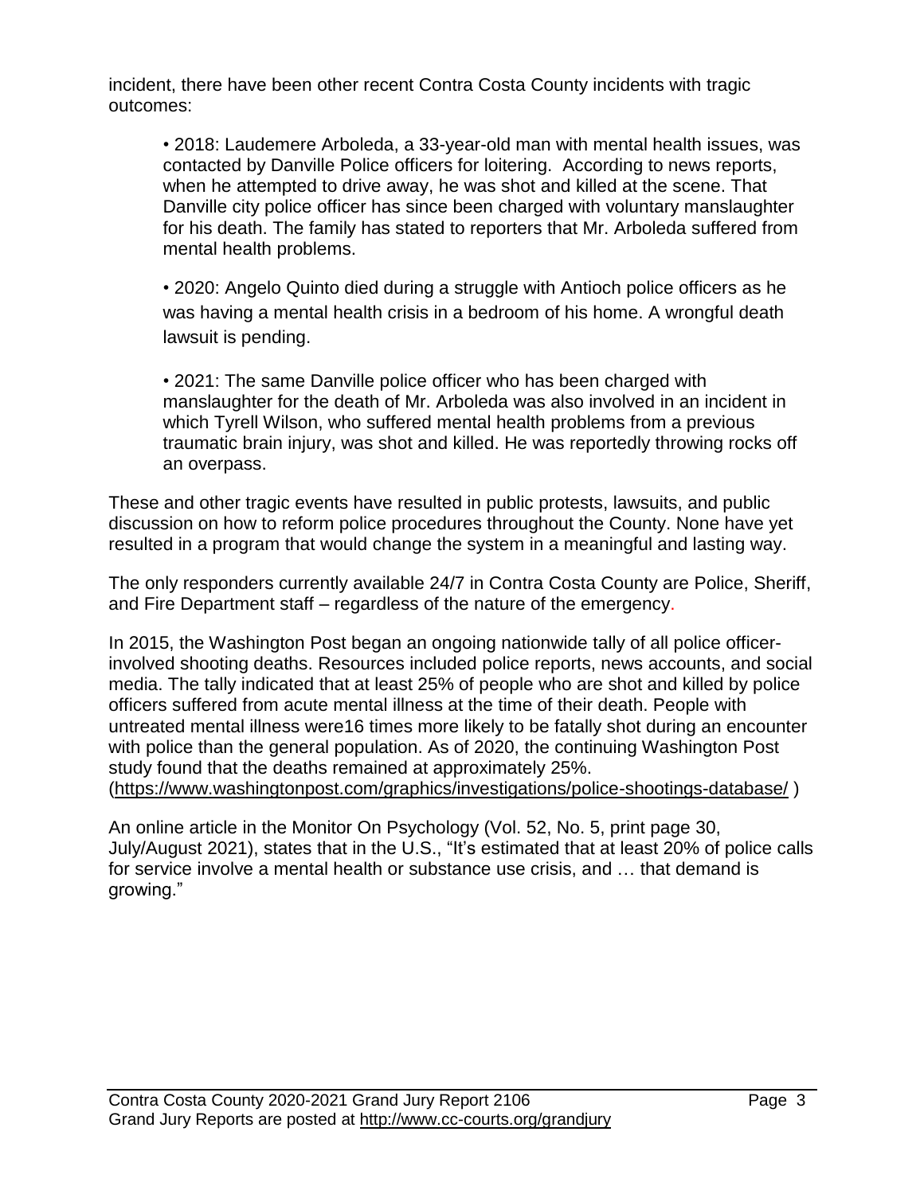incident, there have been other recent Contra Costa County incidents with tragic outcomes:

- 2018: Laudemere Arboleda, a 33-year-old man with mental health issues, was contacted by Danville Police officers for loitering. According to news reports, when he attempted to drive away, he was shot and killed at the scene. That Danville city police officer has since been charged with voluntary manslaughter for his death. The family has stated to reporters that Mr. Arboleda suffered from mental health problems.
- 2020: Angelo Quinto died during a struggle with Antioch police officers as he was having a mental health crisis in a bedroom of his home. A wrongful death lawsuit is pending.
- 2021: The same Danville police officer who has been charged with manslaughter for the death of Mr. Arboleda was also involved in an incident in which Tyrell Wilson, who suffered mental health problems from a previous traumatic brain injury, was shot and killed. He was reportedly throwing rocks off an overpass.

These and other tragic events have resulted in public protests, lawsuits, and public discussion on how to reform police procedures throughout the County. None have yet resulted in a program that would change the system in a meaningful and lasting way.

The only responders currently available 24/7 in Contra Costa County are Police, Sheriff, and Fire Department staff – regardless of the nature of the emergency.

In 2015, the Washington Post began an ongoing nationwide tally of all police officer-involved shooting deaths. Resources included police reports, news accounts, and social media. The tally indicated that at least 25% of people who are shot and killed by police officers suffered from acute mental illness at the time of their death. People with untreated mental illness were16 times more likely to be fatally shot during an encounter with police than the general population. As of 2020, the continuing Washington Post study found that the deaths remained at approximately 25%. (https://www.washingtonpost.com/graphics/investigations/police-shootings-database/ )

An online article in the Monitor On Psychology (Vol. 52, No. 5, print page 30, July/August 2021), states that in the U.S., "It's estimated that at least 20% of police calls for service involve a mental health or substance use crisis, and … that demand is growing."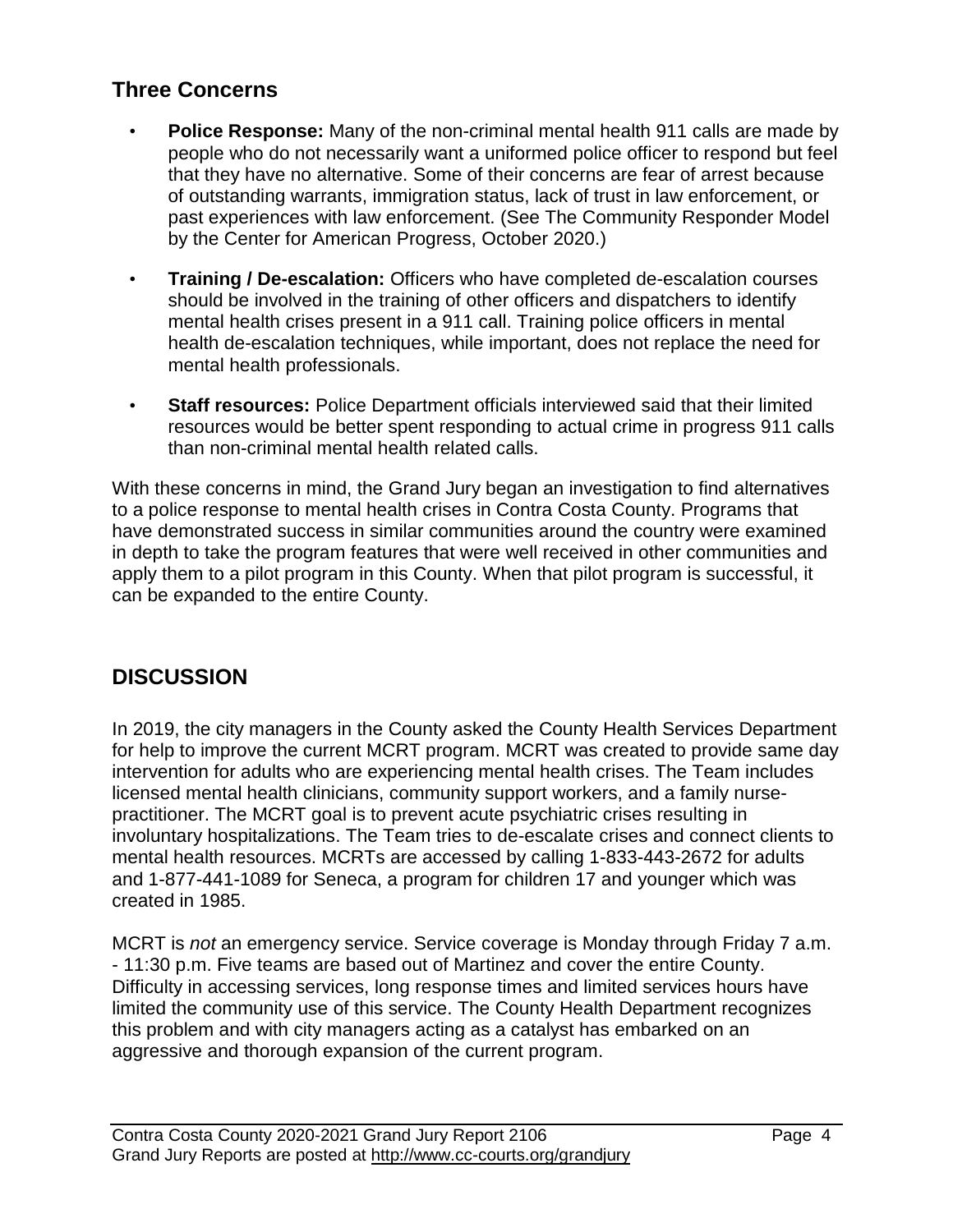## Three Concerns

- **Police Response:** Many of the non-criminal mental health 911 calls are made by people who do not necessarily want a uniformed police officer to respond but feel that they have no alternative. Some of their concerns are fear of arrest because of outstanding warrants, immigration status, lack of trust in law enforcement, or past experiences with law enforcement. (See The Community Responder Model by the Center for American Progress, October 2020.)
- **Training / De-escalation:** Officers who have completed de-escalation courses should be involved in the training of other officers and dispatchers to identify mental health crises present in a 911 call. Training police officers in mental health de-escalation techniques, while important, does not replace the need for mental health professionals.
- **Staff resources:** Police Department officials interviewed said that their limited resources would be better spent responding to actual crime in progress 911 calls than non-criminal mental health related calls.

With these concerns in mind, the Grand Jury began an investigation to find alternatives to a police response to mental health crises in Contra Costa County. Programs that have demonstrated success in similar communities around the country were examined in depth to take the program features that were well received in other communities and apply them to a pilot program in this County. When that pilot program is successful, it can be expanded to the entire County.

## DISCUSSION

In 2019, the city managers in the County asked the County Health Services Department for help to improve the current MCRT program. MCRT was created to provide same day intervention for adults who are experiencing mental health crises. The Team includes licensed mental health clinicians, community support workers, and a family nurse-practitioner. The MCRT goal is to prevent acute psychiatric crises resulting in involuntary hospitalizations. The Team tries to de-escalate crises and connect clients to mental health resources. MCRTs are accessed by calling 1-833-443-2672 for adults and 1-877-441-1089 for Seneca, a program for children 17 and younger which was created in 1985.

MCRT is *not* an emergency service. Service coverage is Monday through Friday 7 a.m. - 11:30 p.m. Five teams are based out of Martinez and cover the entire County. Difficulty in accessing services, long response times and limited services hours have limited the community use of this service. The County Health Department recognizes this problem and with city managers acting as a catalyst has embarked on an aggressive and thorough expansion of the current program.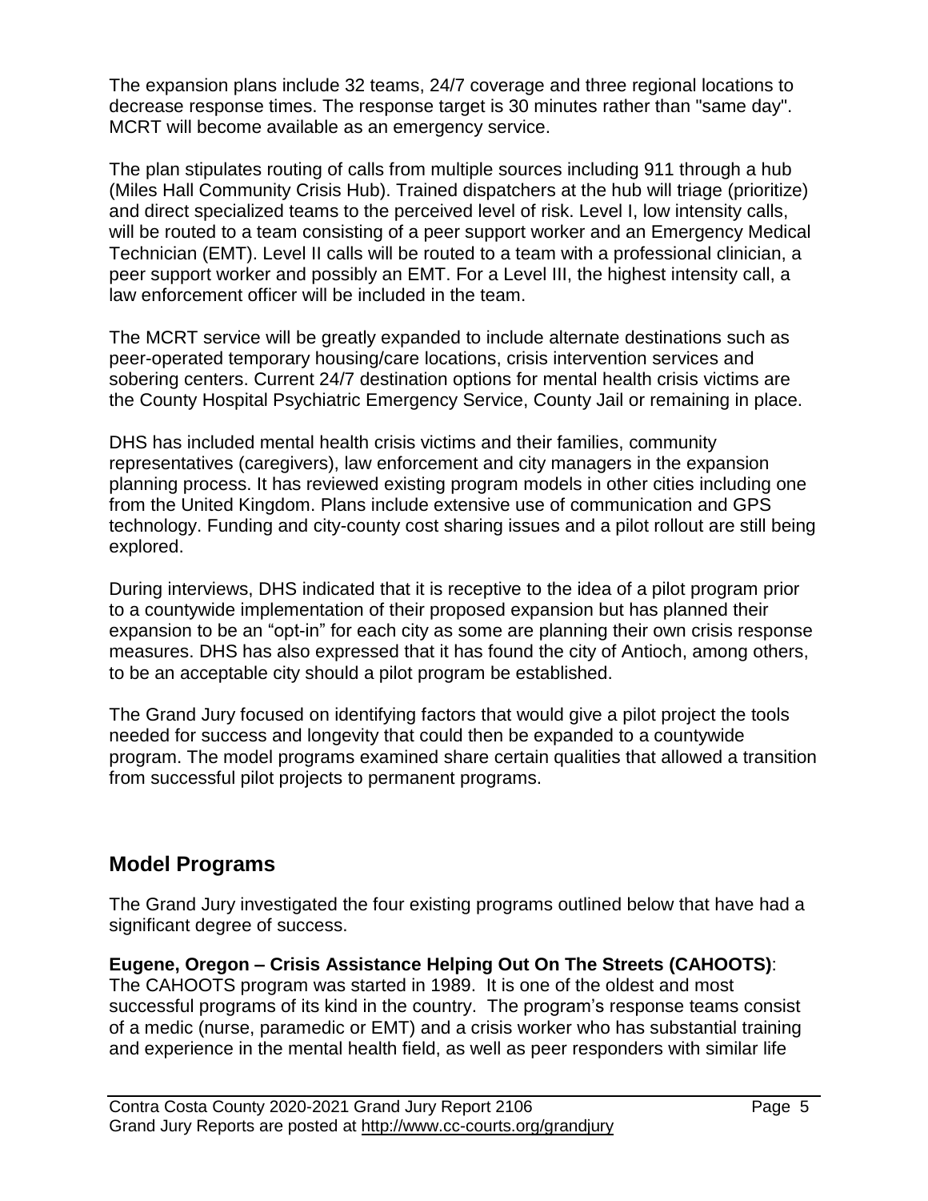The expansion plans include 32 teams, 24/7 coverage and three regional locations to decrease response times. The response target is 30 minutes rather than "same day". MCRT will become available as an emergency service.

The plan stipulates routing of calls from multiple sources including 911 through a hub (Miles Hall Community Crisis Hub). Trained dispatchers at the hub will triage (prioritize) and direct specialized teams to the perceived level of risk. Level I, low intensity calls, will be routed to a team consisting of a peer support worker and an Emergency Medical Technician (EMT). Level II calls will be routed to a team with a professional clinician, a peer support worker and possibly an EMT. For a Level III, the highest intensity call, a law enforcement officer will be included in the team.

The MCRT service will be greatly expanded to include alternate destinations such as peer-operated temporary housing/care locations, crisis intervention services and sobering centers. Current 24/7 destination options for mental health crisis victims are the County Hospital Psychiatric Emergency Service, County Jail or remaining in place.

DHS has included mental health crisis victims and their families, community representatives (caregivers), law enforcement and city managers in the expansion planning process. It has reviewed existing program models in other cities including one from the United Kingdom. Plans include extensive use of communication and GPS technology. Funding and city-county cost sharing issues and a pilot rollout are still being explored.

During interviews, DHS indicated that it is receptive to the idea of a pilot program prior to a countywide implementation of their proposed expansion but has planned their expansion to be an "opt-in" for each city as some are planning their own crisis response measures. DHS has also expressed that it has found the city of Antioch, among others, to be an acceptable city should a pilot program be established.

The Grand Jury focused on identifying factors that would give a pilot project the tools needed for success and longevity that could then be expanded to a countywide program. The model programs examined share certain qualities that allowed a transition from successful pilot projects to permanent programs.

## Model Programs

The Grand Jury investigated the four existing programs outlined below that have had a significant degree of success.

**Eugene, Oregon – Crisis Assistance Helping Out On The Streets (CAHOOTS)**:
The CAHOOTS program was started in 1989. It is one of the oldest and most successful programs of its kind in the country. The program's response teams consist of a medic (nurse, paramedic or EMT) and a crisis worker who has substantial training and experience in the mental health field, as well as peer responders with similar life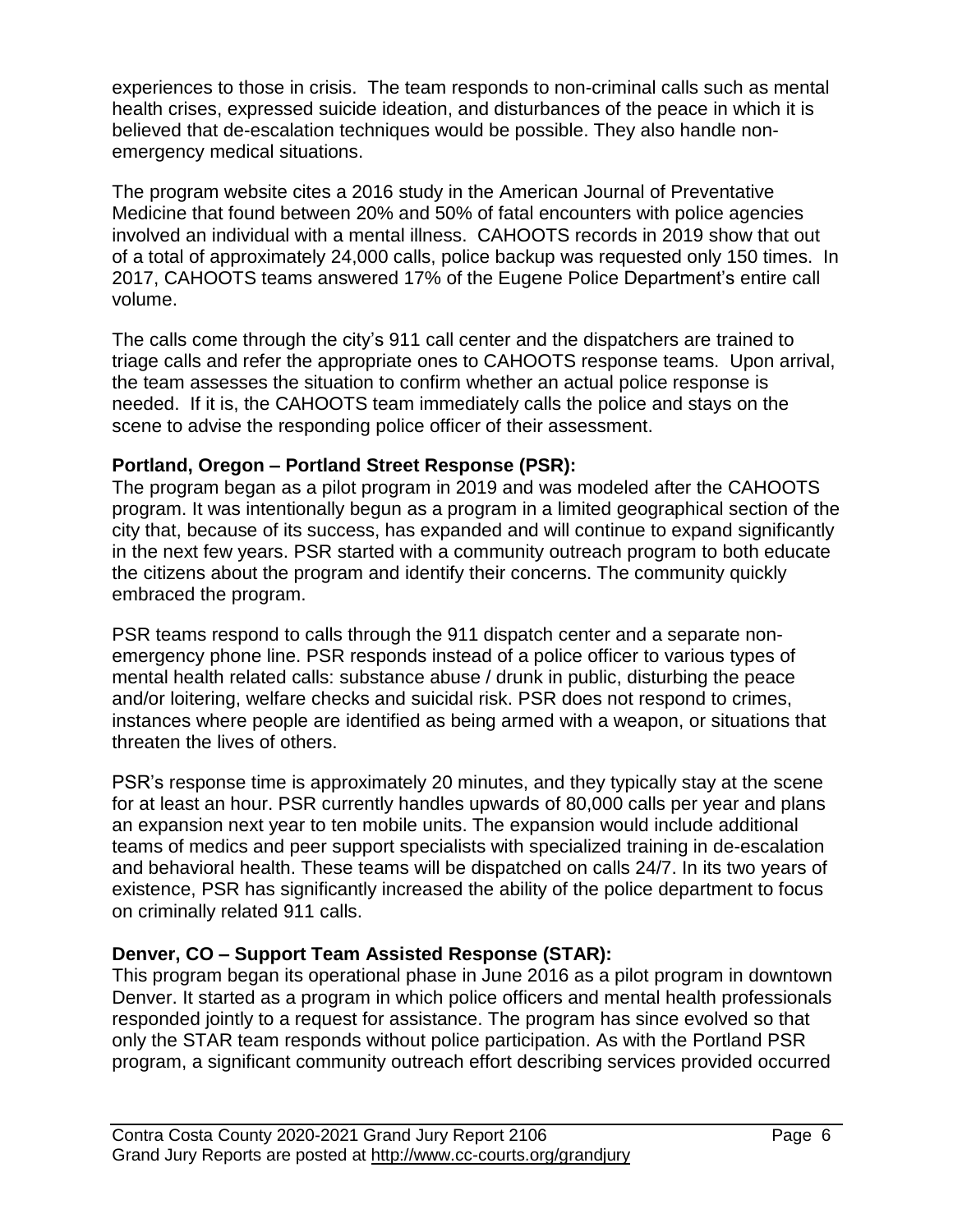experiences to those in crisis. The team responds to non-criminal calls such as mental health crises, expressed suicide ideation, and disturbances of the peace in which it is believed that de-escalation techniques would be possible. They also handle non-emergency medical situations.

The program website cites a 2016 study in the American Journal of Preventative Medicine that found between 20% and 50% of fatal encounters with police agencies involved an individual with a mental illness. CAHOOTS records in 2019 show that out of a total of approximately 24,000 calls, police backup was requested only 150 times. In 2017, CAHOOTS teams answered 17% of the Eugene Police Department's entire call volume.

The calls come through the city's 911 call center and the dispatchers are trained to triage calls and refer the appropriate ones to CAHOOTS response teams. Upon arrival, the team assesses the situation to confirm whether an actual police response is needed. If it is, the CAHOOTS team immediately calls the police and stays on the scene to advise the responding police officer of their assessment.

**Portland, Oregon – Portland Street Response (PSR):**

The program began as a pilot program in 2019 and was modeled after the CAHOOTS program. It was intentionally begun as a program in a limited geographical section of the city that, because of its success, has expanded and will continue to expand significantly in the next few years. PSR started with a community outreach program to both educate the citizens about the program and identify their concerns. The community quickly embraced the program.

PSR teams respond to calls through the 911 dispatch center and a separate non-emergency phone line. PSR responds instead of a police officer to various types of mental health related calls: substance abuse / drunk in public, disturbing the peace and/or loitering, welfare checks and suicidal risk. PSR does not respond to crimes, instances where people are identified as being armed with a weapon, or situations that threaten the lives of others.

PSR's response time is approximately 20 minutes, and they typically stay at the scene for at least an hour. PSR currently handles upwards of 80,000 calls per year and plans an expansion next year to ten mobile units. The expansion would include additional teams of medics and peer support specialists with specialized training in de-escalation and behavioral health. These teams will be dispatched on calls 24/7. In its two years of existence, PSR has significantly increased the ability of the police department to focus on criminally related 911 calls.

**Denver, CO – Support Team Assisted Response (STAR):**

This program began its operational phase in June 2016 as a pilot program in downtown Denver. It started as a program in which police officers and mental health professionals responded jointly to a request for assistance. The program has since evolved so that only the STAR team responds without police participation. As with the Portland PSR program, a significant community outreach effort describing services provided occurred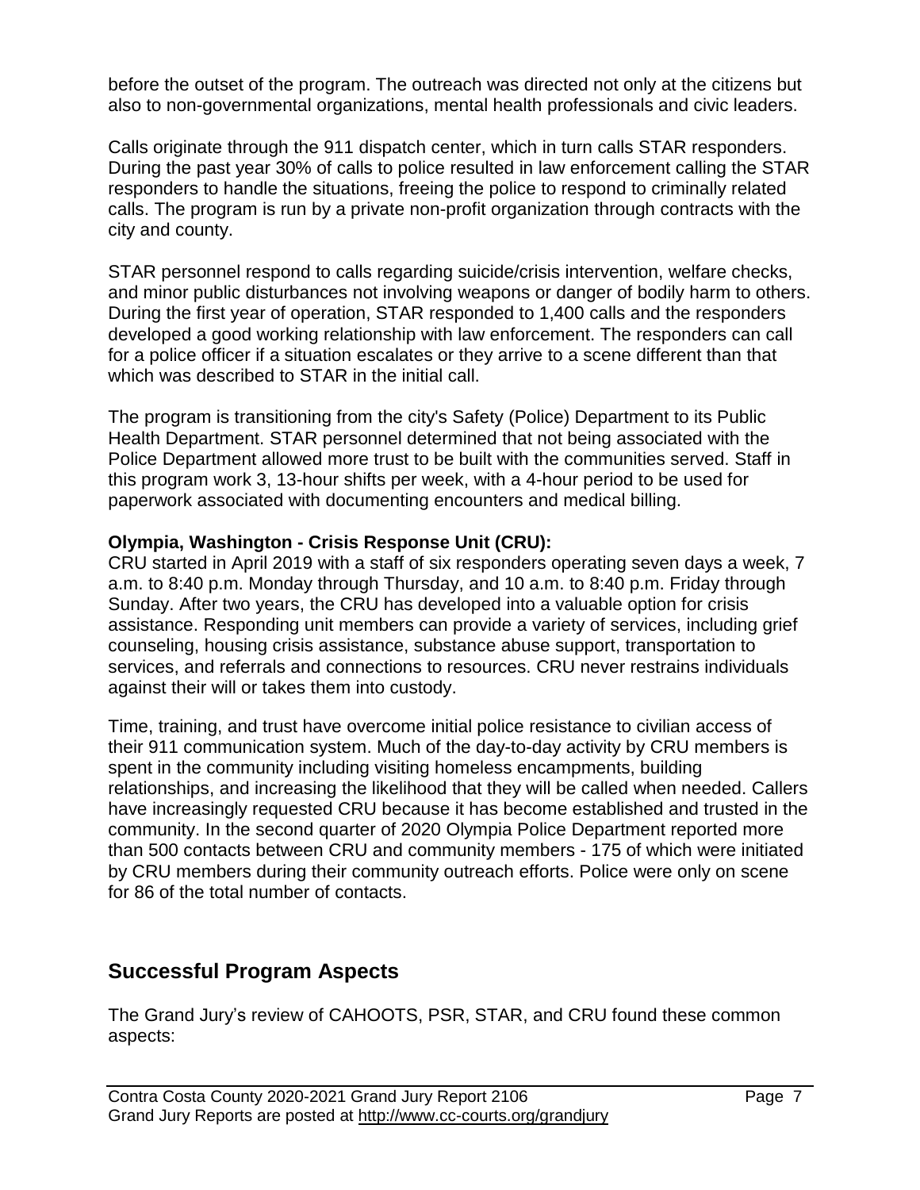before the outset of the program. The outreach was directed not only at the citizens but also to non-governmental organizations, mental health professionals and civic leaders.

Calls originate through the 911 dispatch center, which in turn calls STAR responders. During the past year 30% of calls to police resulted in law enforcement calling the STAR responders to handle the situations, freeing the police to respond to criminally related calls. The program is run by a private non-profit organization through contracts with the city and county.

STAR personnel respond to calls regarding suicide/crisis intervention, welfare checks, and minor public disturbances not involving weapons or danger of bodily harm to others. During the first year of operation, STAR responded to 1,400 calls and the responders developed a good working relationship with law enforcement. The responders can call for a police officer if a situation escalates or they arrive to a scene different than that which was described to STAR in the initial call.

The program is transitioning from the city's Safety (Police) Department to its Public Health Department. STAR personnel determined that not being associated with the Police Department allowed more trust to be built with the communities served. Staff in this program work 3, 13-hour shifts per week, with a 4-hour period to be used for paperwork associated with documenting encounters and medical billing.

**Olympia, Washington - Crisis Response Unit (CRU):**

CRU started in April 2019 with a staff of six responders operating seven days a week, 7 a.m. to 8:40 p.m. Monday through Thursday, and 10 a.m. to 8:40 p.m. Friday through Sunday. After two years, the CRU has developed into a valuable option for crisis assistance. Responding unit members can provide a variety of services, including grief counseling, housing crisis assistance, substance abuse support, transportation to services, and referrals and connections to resources. CRU never restrains individuals against their will or takes them into custody.

Time, training, and trust have overcome initial police resistance to civilian access of their 911 communication system. Much of the day-to-day activity by CRU members is spent in the community including visiting homeless encampments, building relationships, and increasing the likelihood that they will be called when needed. Callers have increasingly requested CRU because it has become established and trusted in the community. In the second quarter of 2020 Olympia Police Department reported more than 500 contacts between CRU and community members - 175 of which were initiated by CRU members during their community outreach efforts. Police were only on scene for 86 of the total number of contacts.

## Successful Program Aspects

The Grand Jury's review of CAHOOTS, PSR, STAR, and CRU found these common aspects: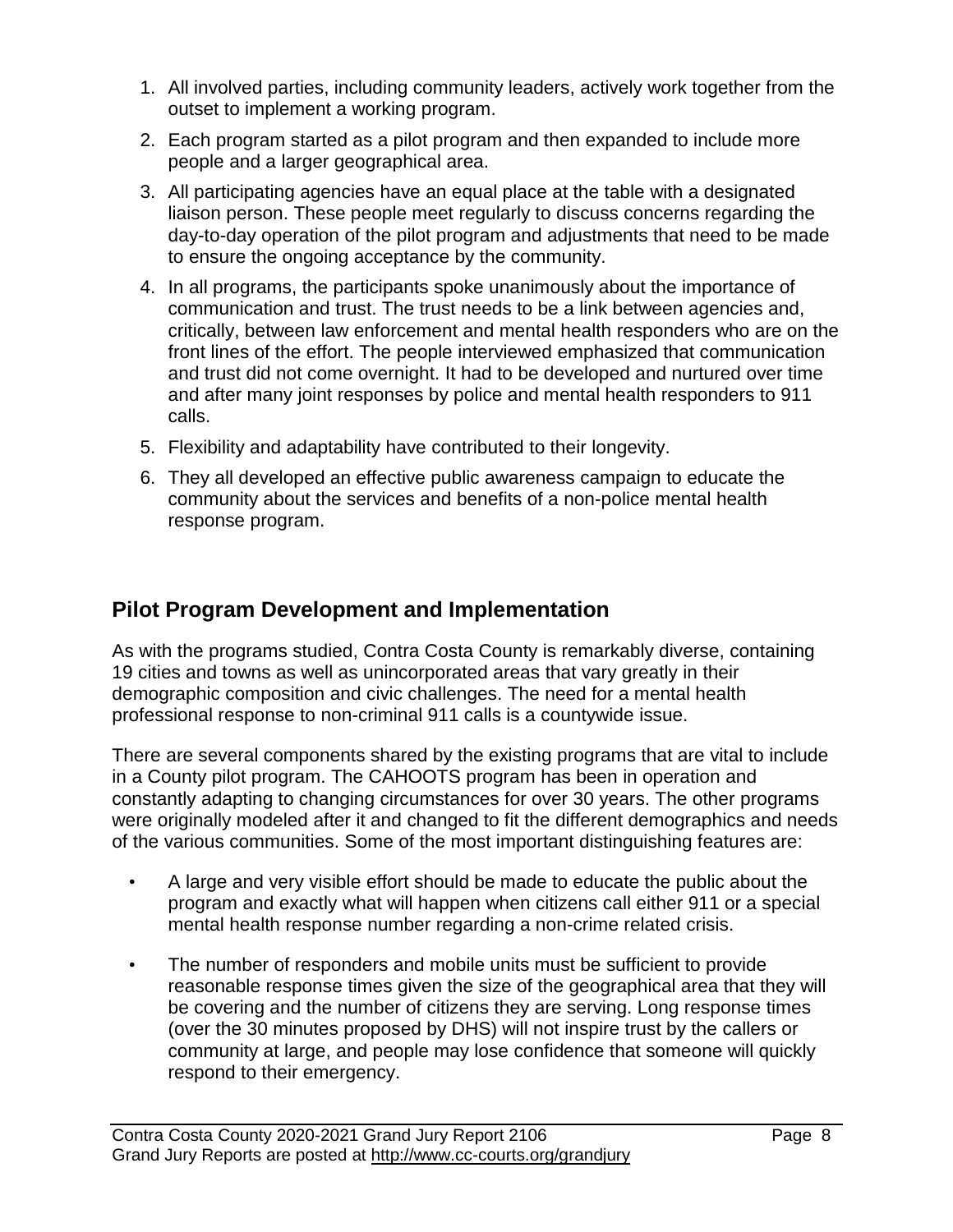1. All involved parties, including community leaders, actively work together from the outset to implement a working program.
2. Each program started as a pilot program and then expanded to include more people and a larger geographical area.
3. All participating agencies have an equal place at the table with a designated liaison person. These people meet regularly to discuss concerns regarding the day-to-day operation of the pilot program and adjustments that need to be made to ensure the ongoing acceptance by the community.
4. In all programs, the participants spoke unanimously about the importance of communication and trust. The trust needs to be a link between agencies and, critically, between law enforcement and mental health responders who are on the front lines of the effort. The people interviewed emphasized that communication and trust did not come overnight. It had to be developed and nurtured over time and after many joint responses by police and mental health responders to 911 calls.
5. Flexibility and adaptability have contributed to their longevity.
6. They all developed an effective public awareness campaign to educate the community about the services and benefits of a non-police mental health response program.

## Pilot Program Development and Implementation

As with the programs studied, Contra Costa County is remarkably diverse, containing 19 cities and towns as well as unincorporated areas that vary greatly in their demographic composition and civic challenges. The need for a mental health professional response to non-criminal 911 calls is a countywide issue.

There are several components shared by the existing programs that are vital to include in a County pilot program. The CAHOOTS program has been in operation and constantly adapting to changing circumstances for over 30 years. The other programs were originally modeled after it and changed to fit the different demographics and needs of the various communities. Some of the most important distinguishing features are:

- A large and very visible effort should be made to educate the public about the program and exactly what will happen when citizens call either 911 or a special mental health response number regarding a non-crime related crisis.
- The number of responders and mobile units must be sufficient to provide reasonable response times given the size of the geographical area that they will be covering and the number of citizens they are serving. Long response times (over the 30 minutes proposed by DHS) will not inspire trust by the callers or community at large, and people may lose confidence that someone will quickly respond to their emergency.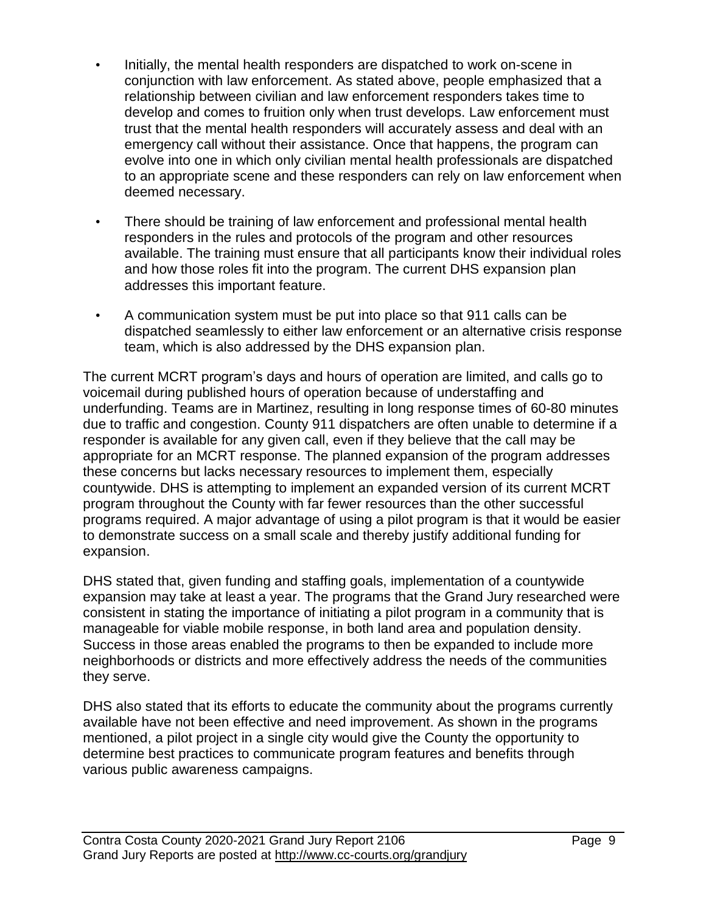- Initially, the mental health responders are dispatched to work on-scene in conjunction with law enforcement. As stated above, people emphasized that a relationship between civilian and law enforcement responders takes time to develop and comes to fruition only when trust develops. Law enforcement must trust that the mental health responders will accurately assess and deal with an emergency call without their assistance. Once that happens, the program can evolve into one in which only civilian mental health professionals are dispatched to an appropriate scene and these responders can rely on law enforcement when deemed necessary.
- There should be training of law enforcement and professional mental health responders in the rules and protocols of the program and other resources available. The training must ensure that all participants know their individual roles and how those roles fit into the program. The current DHS expansion plan addresses this important feature.
- A communication system must be put into place so that 911 calls can be dispatched seamlessly to either law enforcement or an alternative crisis response team, which is also addressed by the DHS expansion plan.

The current MCRT program's days and hours of operation are limited, and calls go to voicemail during published hours of operation because of understaffing and underfunding. Teams are in Martinez, resulting in long response times of 60-80 minutes due to traffic and congestion. County 911 dispatchers are often unable to determine if a responder is available for any given call, even if they believe that the call may be appropriate for an MCRT response. The planned expansion of the program addresses these concerns but lacks necessary resources to implement them, especially countywide. DHS is attempting to implement an expanded version of its current MCRT program throughout the County with far fewer resources than the other successful programs required. A major advantage of using a pilot program is that it would be easier to demonstrate success on a small scale and thereby justify additional funding for expansion.

DHS stated that, given funding and staffing goals, implementation of a countywide expansion may take at least a year. The programs that the Grand Jury researched were consistent in stating the importance of initiating a pilot program in a community that is manageable for viable mobile response, in both land area and population density. Success in those areas enabled the programs to then be expanded to include more neighborhoods or districts and more effectively address the needs of the communities they serve.

DHS also stated that its efforts to educate the community about the programs currently available have not been effective and need improvement. As shown in the programs mentioned, a pilot project in a single city would give the County the opportunity to determine best practices to communicate program features and benefits through various public awareness campaigns.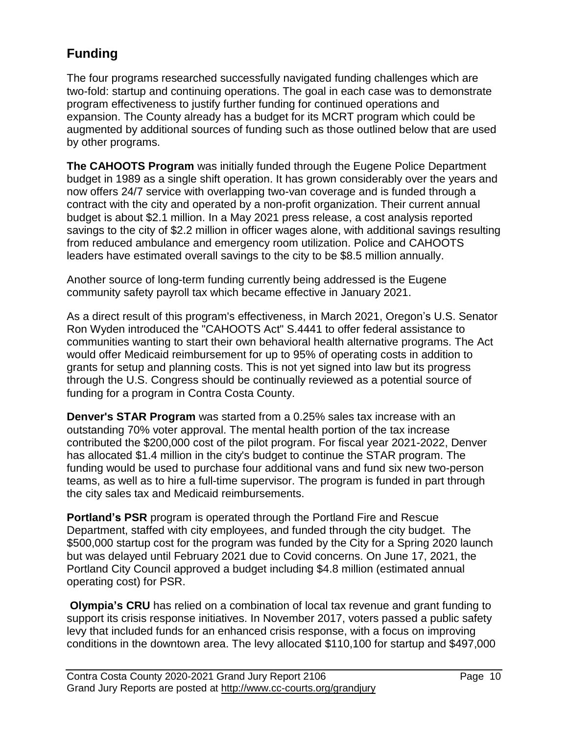## Funding

The four programs researched successfully navigated funding challenges which are two-fold: startup and continuing operations. The goal in each case was to demonstrate program effectiveness to justify further funding for continued operations and expansion. The County already has a budget for its MCRT program which could be augmented by additional sources of funding such as those outlined below that are used by other programs.

**The CAHOOTS Program** was initially funded through the Eugene Police Department budget in 1989 as a single shift operation. It has grown considerably over the years and now offers 24/7 service with overlapping two-van coverage and is funded through a contract with the city and operated by a non-profit organization. Their current annual budget is about $2.1 million. In a May 2021 press release, a cost analysis reported savings to the city of $2.2 million in officer wages alone, with additional savings resulting from reduced ambulance and emergency room utilization. Police and CAHOOTS leaders have estimated overall savings to the city to be $8.5 million annually.

Another source of long-term funding currently being addressed is the Eugene community safety payroll tax which became effective in January 2021.

As a direct result of this program's effectiveness, in March 2021, Oregon's U.S. Senator Ron Wyden introduced the "CAHOOTS Act" S.4441 to offer federal assistance to communities wanting to start their own behavioral health alternative programs. The Act would offer Medicaid reimbursement for up to 95% of operating costs in addition to grants for setup and planning costs. This is not yet signed into law but its progress through the U.S. Congress should be continually reviewed as a potential source of funding for a program in Contra Costa County.

**Denver's STAR Program** was started from a 0.25% sales tax increase with an outstanding 70% voter approval. The mental health portion of the tax increase contributed the $200,000 cost of the pilot program. For fiscal year 2021-2022, Denver has allocated $1.4 million in the city's budget to continue the STAR program. The funding would be used to purchase four additional vans and fund six new two-person teams, as well as to hire a full-time supervisor. The program is funded in part through the city sales tax and Medicaid reimbursements.

**Portland's PSR** program is operated through the Portland Fire and Rescue Department, staffed with city employees, and funded through the city budget. The $500,000 startup cost for the program was funded by the City for a Spring 2020 launch but was delayed until February 2021 due to Covid concerns. On June 17, 2021, the Portland City Council approved a budget including $4.8 million (estimated annual operating cost) for PSR.

**Olympia's CRU** has relied on a combination of local tax revenue and grant funding to support its crisis response initiatives. In November 2017, voters passed a public safety levy that included funds for an enhanced crisis response, with a focus on improving conditions in the downtown area. The levy allocated $110,100 for startup and $497,000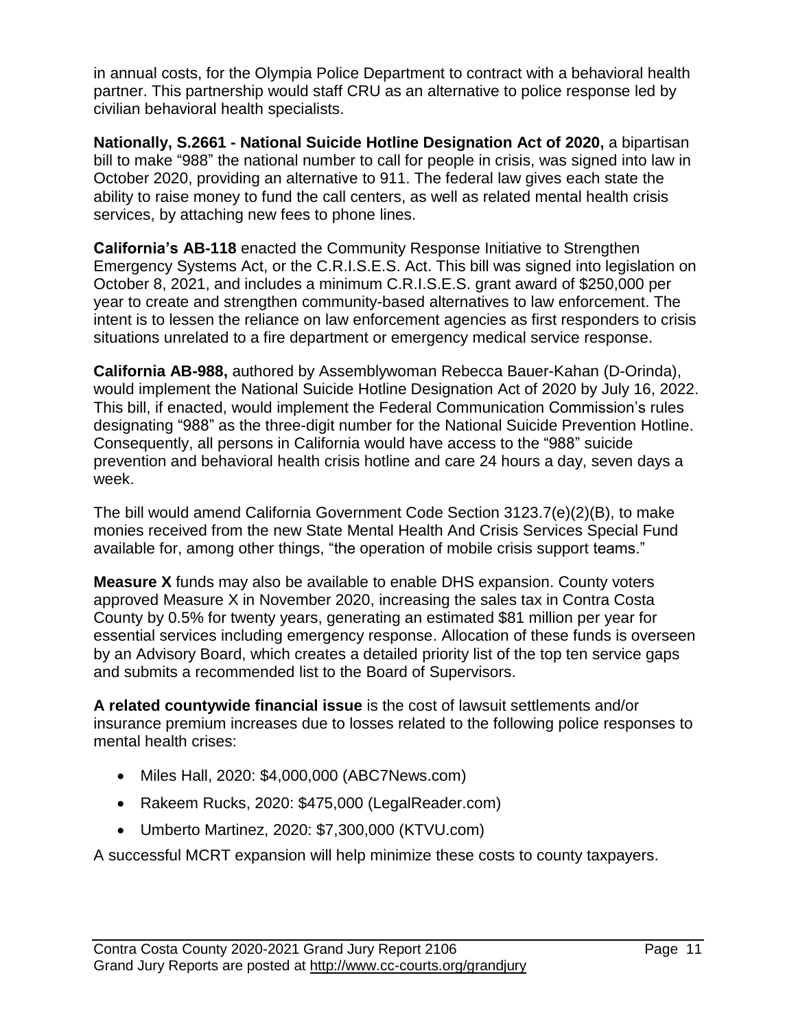in annual costs, for the Olympia Police Department to contract with a behavioral health partner. This partnership would staff CRU as an alternative to police response led by civilian behavioral health specialists.

**Nationally, S.2661 - National Suicide Hotline Designation Act of 2020,** a bipartisan bill to make "988" the national number to call for people in crisis, was signed into law in October 2020, providing an alternative to 911. The federal law gives each state the ability to raise money to fund the call centers, as well as related mental health crisis services, by attaching new fees to phone lines.

**California's AB-118** enacted the Community Response Initiative to Strengthen Emergency Systems Act, or the C.R.I.S.E.S. Act. This bill was signed into legislation on October 8, 2021, and includes a minimum C.R.I.S.E.S. grant award of $250,000 per year to create and strengthen community-based alternatives to law enforcement. The intent is to lessen the reliance on law enforcement agencies as first responders to crisis situations unrelated to a fire department or emergency medical service response.

**California AB-988,** authored by Assemblywoman Rebecca Bauer-Kahan (D-Orinda), would implement the National Suicide Hotline Designation Act of 2020 by July 16, 2022. This bill, if enacted, would implement the Federal Communication Commission's rules designating "988" as the three-digit number for the National Suicide Prevention Hotline. Consequently, all persons in California would have access to the "988" suicide prevention and behavioral health crisis hotline and care 24 hours a day, seven days a week.

The bill would amend California Government Code Section 3123.7(e)(2)(B), to make monies received from the new State Mental Health And Crisis Services Special Fund available for, among other things, "the operation of mobile crisis support teams."

**Measure X** funds may also be available to enable DHS expansion. County voters approved Measure X in November 2020, increasing the sales tax in Contra Costa County by 0.5% for twenty years, generating an estimated $81 million per year for essential services including emergency response. Allocation of these funds is overseen by an Advisory Board, which creates a detailed priority list of the top ten service gaps and submits a recommended list to the Board of Supervisors.

**A related countywide financial issue** is the cost of lawsuit settlements and/or insurance premium increases due to losses related to the following police responses to mental health crises:

- Miles Hall, 2020: $4,000,000 (ABC7News.com)
- Rakeem Rucks, 2020: $475,000 (LegalReader.com)
- Umberto Martinez, 2020: $7,300,000 (KTVU.com)

A successful MCRT expansion will help minimize these costs to county taxpayers.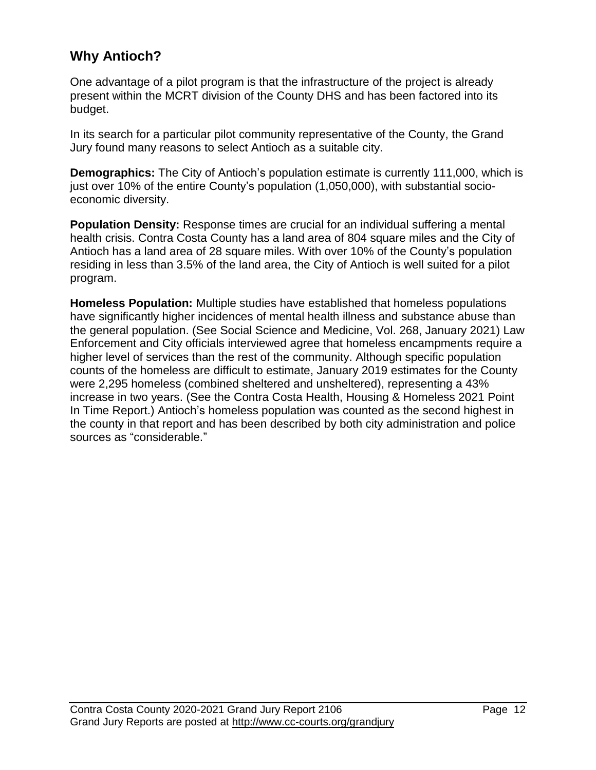## Why Antioch?

One advantage of a pilot program is that the infrastructure of the project is already present within the MCRT division of the County DHS and has been factored into its budget.

In its search for a particular pilot community representative of the County, the Grand Jury found many reasons to select Antioch as a suitable city.

**Demographics:** The City of Antioch's population estimate is currently 111,000, which is just over 10% of the entire County's population (1,050,000), with substantial socio-economic diversity.

**Population Density:** Response times are crucial for an individual suffering a mental health crisis. Contra Costa County has a land area of 804 square miles and the City of Antioch has a land area of 28 square miles. With over 10% of the County's population residing in less than 3.5% of the land area, the City of Antioch is well suited for a pilot program.

**Homeless Population:** Multiple studies have established that homeless populations have significantly higher incidences of mental health illness and substance abuse than the general population. (See Social Science and Medicine, Vol. 268, January 2021) Law Enforcement and City officials interviewed agree that homeless encampments require a higher level of services than the rest of the community. Although specific population counts of the homeless are difficult to estimate, January 2019 estimates for the County were 2,295 homeless (combined sheltered and unsheltered), representing a 43% increase in two years. (See the Contra Costa Health, Housing & Homeless 2021 Point In Time Report.) Antioch's homeless population was counted as the second highest in the county in that report and has been described by both city administration and police sources as "considerable."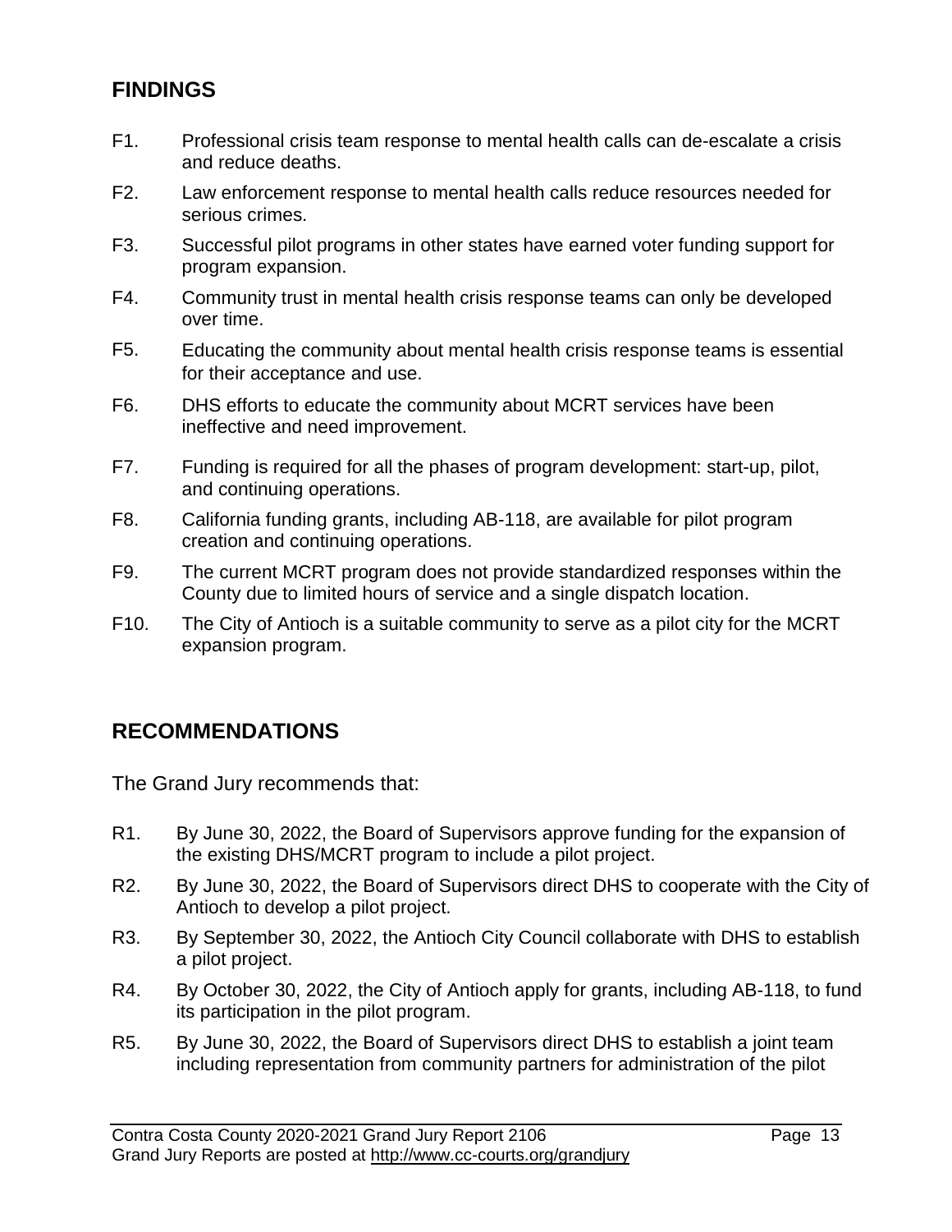## FINDINGS

F1. Professional crisis team response to mental health calls can de-escalate a crisis and reduce deaths.

F2. Law enforcement response to mental health calls reduce resources needed for serious crimes.

F3. Successful pilot programs in other states have earned voter funding support for program expansion.

F4. Community trust in mental health crisis response teams can only be developed over time.

F5. Educating the community about mental health crisis response teams is essential for their acceptance and use.

F6. DHS efforts to educate the community about MCRT services have been ineffective and need improvement.

F7. Funding is required for all the phases of program development: start-up, pilot, and continuing operations.

F8. California funding grants, including AB-118, are available for pilot program creation and continuing operations.

F9. The current MCRT program does not provide standardized responses within the County due to limited hours of service and a single dispatch location.

F10. The City of Antioch is a suitable community to serve as a pilot city for the MCRT expansion program.

## RECOMMENDATIONS

The Grand Jury recommends that:

R1. By June 30, 2022, the Board of Supervisors approve funding for the expansion of the existing DHS/MCRT program to include a pilot project.

R2. By June 30, 2022, the Board of Supervisors direct DHS to cooperate with the City of Antioch to develop a pilot project.

R3. By September 30, 2022, the Antioch City Council collaborate with DHS to establish a pilot project.

R4. By October 30, 2022, the City of Antioch apply for grants, including AB-118, to fund its participation in the pilot program.

R5. By June 30, 2022, the Board of Supervisors direct DHS to establish a joint team including representation from community partners for administration of the pilot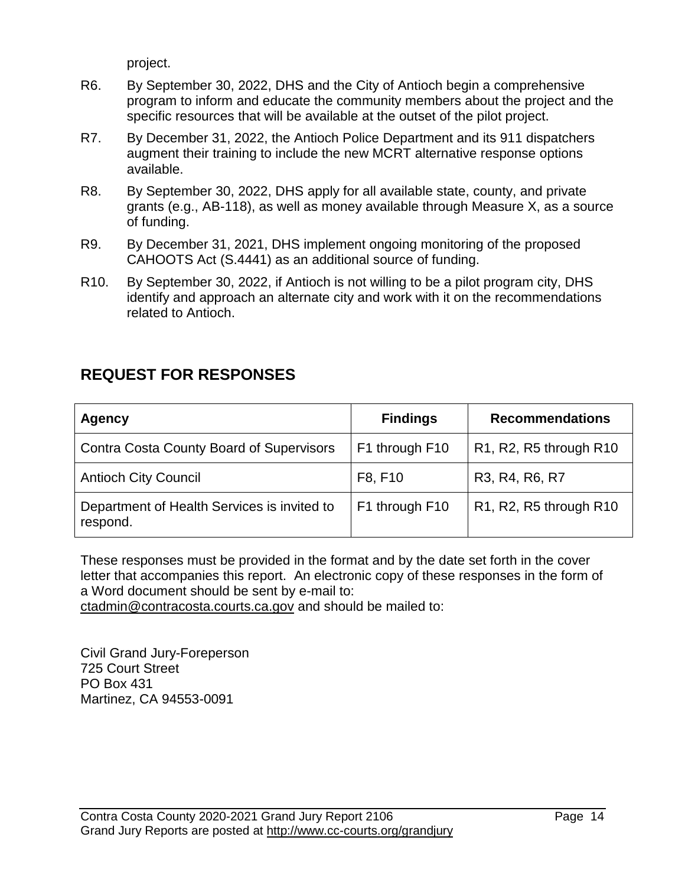project.

R6. By September 30, 2022, DHS and the City of Antioch begin a comprehensive program to inform and educate the community members about the project and the specific resources that will be available at the outset of the pilot project.

R7. By December 31, 2022, the Antioch Police Department and its 911 dispatchers augment their training to include the new MCRT alternative response options available.

R8. By September 30, 2022, DHS apply for all available state, county, and private grants (e.g., AB-118), as well as money available through Measure X, as a source of funding.

R9. By December 31, 2021, DHS implement ongoing monitoring of the proposed CAHOOTS Act (S.4441) as an additional source of funding.

R10. By September 30, 2022, if Antioch is not willing to be a pilot program city, DHS identify and approach an alternate city and work with it on the recommendations related to Antioch.

## REQUEST FOR RESPONSES

| Agency | Findings | Recommendations |
|---|---|---|
| Contra Costa County Board of Supervisors | F1 through F10 | R1, R2, R5 through R10 |
| Antioch City Council | F8, F10 | R3, R4, R6, R7 |
| Department of Health Services is invited to respond. | F1 through F10 | R1, R2, R5 through R10 |

These responses must be provided in the format and by the date set forth in the cover letter that accompanies this report. An electronic copy of these responses in the form of a Word document should be sent by e-mail to: ctadmin@contracosta.courts.ca.gov and should be mailed to:

Civil Grand Jury-Foreperson
725 Court Street
PO Box 431
Martinez, CA 94553-0091